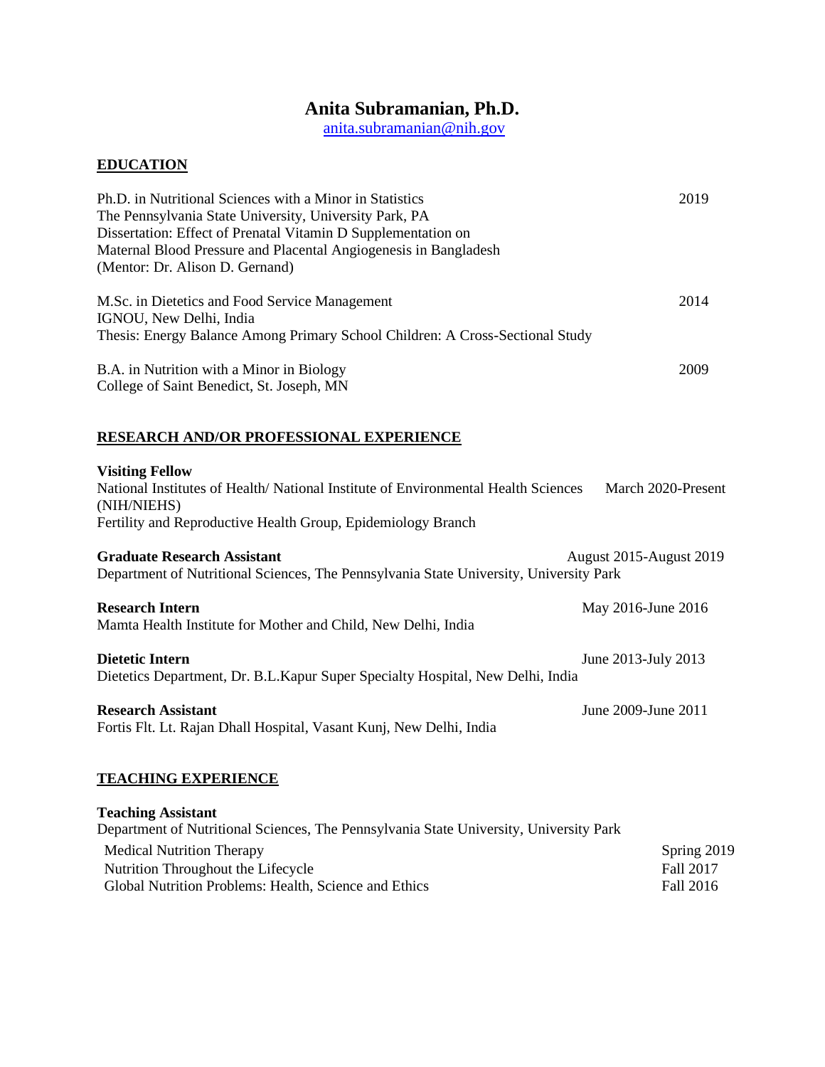# Anita Subramanian, Ph.D.

anita.subramanian@nih.gov

## EDUCATION

Ph.D. in Nutritional Sciences with a Minor in Statistics — 2019
The Pennsylvania State University, University Park, PA
Dissertation: Effect of Prenatal Vitamin D Supplementation on Maternal Blood Pressure and Placental Angiogenesis in Bangladesh
(Mentor: Dr. Alison D. Gernand)

M.Sc. in Dietetics and Food Service Management — 2014
IGNOU, New Delhi, India
Thesis: Energy Balance Among Primary School Children: A Cross-Sectional Study

B.A. in Nutrition with a Minor in Biology — 2009
College of Saint Benedict, St. Joseph, MN

## RESEARCH AND/OR PROFESSIONAL EXPERIENCE

**Visiting Fellow** — March 2020-Present
National Institutes of Health/ National Institute of Environmental Health Sciences (NIH/NIEHS)
Fertility and Reproductive Health Group, Epidemiology Branch

**Graduate Research Assistant** — August 2015-August 2019
Department of Nutritional Sciences, The Pennsylvania State University, University Park

**Research Intern** — May 2016-June 2016
Mamta Health Institute for Mother and Child, New Delhi, India

**Dietetic Intern** — June 2013-July 2013
Dietetics Department, Dr. B.L.Kapur Super Specialty Hospital, New Delhi, India

**Research Assistant** — June 2009-June 2011
Fortis Flt. Lt. Rajan Dhall Hospital, Vasant Kunj, New Delhi, India

## TEACHING EXPERIENCE

**Teaching Assistant**
Department of Nutritional Sciences, The Pennsylvania State University, University Park

- Medical Nutrition Therapy — Spring 2019
- Nutrition Throughout the Lifecycle — Fall 2017
- Global Nutrition Problems: Health, Science and Ethics — Fall 2016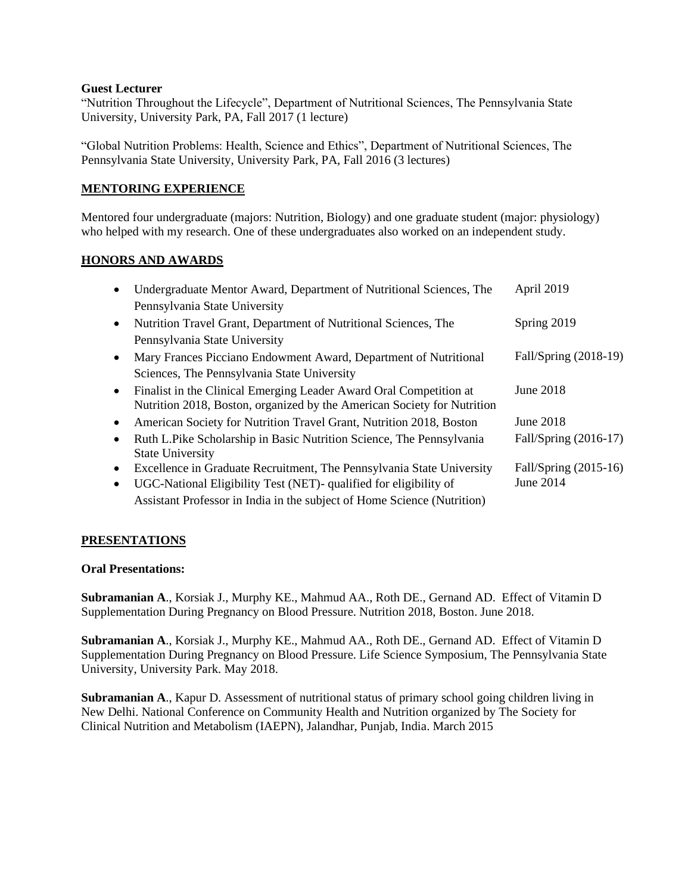**Guest Lecturer**

"Nutrition Throughout the Lifecycle", Department of Nutritional Sciences, The Pennsylvania State University, University Park, PA, Fall 2017 (1 lecture)

"Global Nutrition Problems: Health, Science and Ethics", Department of Nutritional Sciences, The Pennsylvania State University, University Park, PA, Fall 2016 (3 lectures)

## MENTORING EXPERIENCE

Mentored four undergraduate (majors: Nutrition, Biology) and one graduate student (major: physiology) who helped with my research. One of these undergraduates also worked on an independent study.

## HONORS AND AWARDS

- Undergraduate Mentor Award, Department of Nutritional Sciences, The Pennsylvania State University — April 2019
- Nutrition Travel Grant, Department of Nutritional Sciences, The Pennsylvania State University — Spring 2019
- Mary Frances Picciano Endowment Award, Department of Nutritional Sciences, The Pennsylvania State University — Fall/Spring (2018-19)
- Finalist in the Clinical Emerging Leader Award Oral Competition at Nutrition 2018, Boston, organized by the American Society for Nutrition — June 2018
- American Society for Nutrition Travel Grant, Nutrition 2018, Boston — June 2018
- Ruth L.Pike Scholarship in Basic Nutrition Science, The Pennsylvania State University — Fall/Spring (2016-17)
- Excellence in Graduate Recruitment, The Pennsylvania State University — Fall/Spring (2015-16)
- UGC-National Eligibility Test (NET)- qualified for eligibility of Assistant Professor in India in the subject of Home Science (Nutrition) — June 2014

## PRESENTATIONS

**Oral Presentations:**

**Subramanian A**., Korsiak J., Murphy KE., Mahmud AA., Roth DE., Gernand AD. Effect of Vitamin D Supplementation During Pregnancy on Blood Pressure. Nutrition 2018, Boston. June 2018.

**Subramanian A**., Korsiak J., Murphy KE., Mahmud AA., Roth DE., Gernand AD. Effect of Vitamin D Supplementation During Pregnancy on Blood Pressure. Life Science Symposium, The Pennsylvania State University, University Park. May 2018.

**Subramanian A**., Kapur D. Assessment of nutritional status of primary school going children living in New Delhi. National Conference on Community Health and Nutrition organized by The Society for Clinical Nutrition and Metabolism (IAEPN), Jalandhar, Punjab, India. March 2015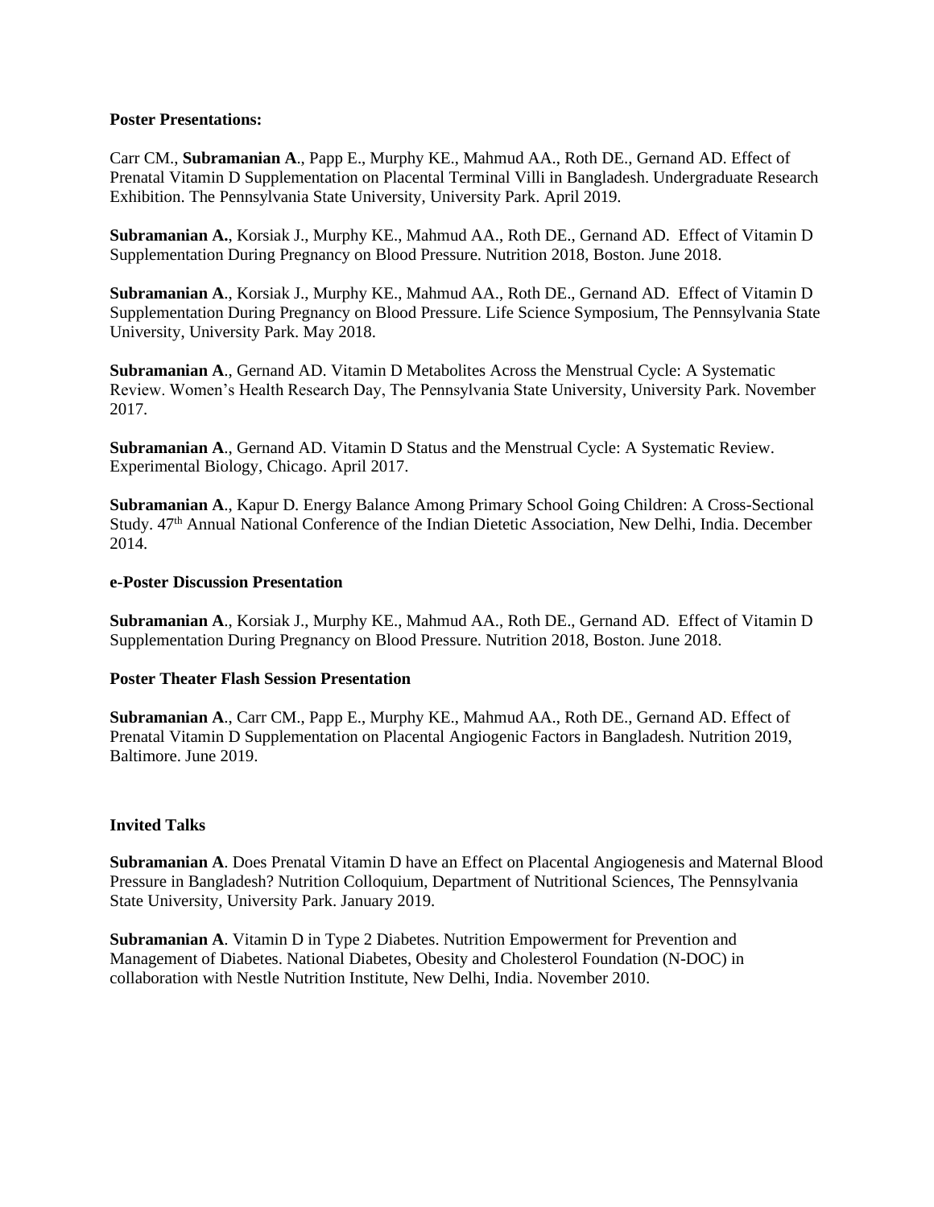**Poster Presentations:**

Carr CM., **Subramanian A**., Papp E., Murphy KE., Mahmud AA., Roth DE., Gernand AD. Effect of Prenatal Vitamin D Supplementation on Placental Terminal Villi in Bangladesh. Undergraduate Research Exhibition. The Pennsylvania State University, University Park. April 2019.

**Subramanian A.**, Korsiak J., Murphy KE., Mahmud AA., Roth DE., Gernand AD. Effect of Vitamin D Supplementation During Pregnancy on Blood Pressure. Nutrition 2018, Boston. June 2018.

**Subramanian A**., Korsiak J., Murphy KE., Mahmud AA., Roth DE., Gernand AD. Effect of Vitamin D Supplementation During Pregnancy on Blood Pressure. Life Science Symposium, The Pennsylvania State University, University Park. May 2018.

**Subramanian A**., Gernand AD. Vitamin D Metabolites Across the Menstrual Cycle: A Systematic Review. Women's Health Research Day, The Pennsylvania State University, University Park. November 2017.

**Subramanian A**., Gernand AD. Vitamin D Status and the Menstrual Cycle: A Systematic Review. Experimental Biology, Chicago. April 2017.

**Subramanian A**., Kapur D. Energy Balance Among Primary School Going Children: A Cross-Sectional Study. 47th Annual National Conference of the Indian Dietetic Association, New Delhi, India. December 2014.

**e-Poster Discussion Presentation**

**Subramanian A**., Korsiak J., Murphy KE., Mahmud AA., Roth DE., Gernand AD. Effect of Vitamin D Supplementation During Pregnancy on Blood Pressure. Nutrition 2018, Boston. June 2018.

**Poster Theater Flash Session Presentation**

**Subramanian A**., Carr CM., Papp E., Murphy KE., Mahmud AA., Roth DE., Gernand AD. Effect of Prenatal Vitamin D Supplementation on Placental Angiogenic Factors in Bangladesh. Nutrition 2019, Baltimore. June 2019.

**Invited Talks**

**Subramanian A**. Does Prenatal Vitamin D have an Effect on Placental Angiogenesis and Maternal Blood Pressure in Bangladesh? Nutrition Colloquium, Department of Nutritional Sciences, The Pennsylvania State University, University Park. January 2019.

**Subramanian A**. Vitamin D in Type 2 Diabetes. Nutrition Empowerment for Prevention and Management of Diabetes. National Diabetes, Obesity and Cholesterol Foundation (N-DOC) in collaboration with Nestle Nutrition Institute, New Delhi, India. November 2010.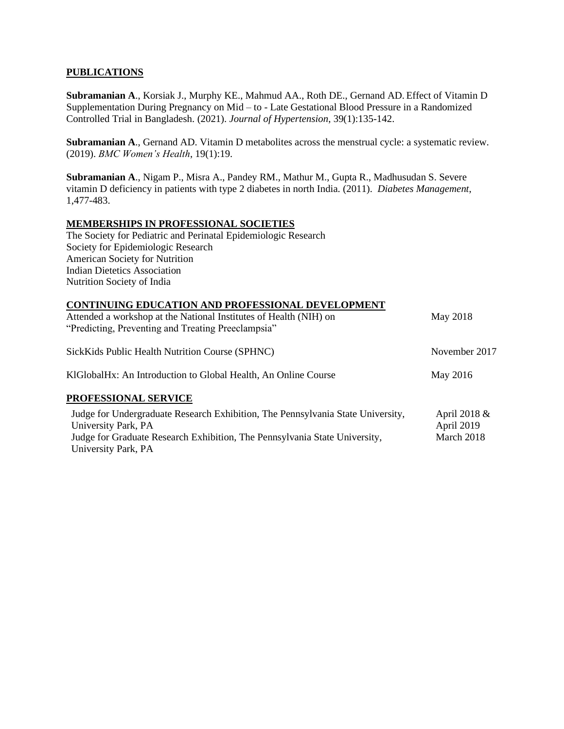## PUBLICATIONS

**Subramanian A**., Korsiak J., Murphy KE., Mahmud AA., Roth DE., Gernand AD. Effect of Vitamin D Supplementation During Pregnancy on Mid – to - Late Gestational Blood Pressure in a Randomized Controlled Trial in Bangladesh. (2021). *Journal of Hypertension*, 39(1):135-142.

**Subramanian A**., Gernand AD. Vitamin D metabolites across the menstrual cycle: a systematic review. (2019). *BMC Women's Health*, 19(1):19.

**Subramanian A**., Nigam P., Misra A., Pandey RM., Mathur M., Gupta R., Madhusudan S. Severe vitamin D deficiency in patients with type 2 diabetes in north India. (2011). *Diabetes Management*, 1,477-483.

## MEMBERSHIPS IN PROFESSIONAL SOCIETIES

The Society for Pediatric and Perinatal Epidemiologic Research
Society for Epidemiologic Research
American Society for Nutrition
Indian Dietetics Association
Nutrition Society of India

## CONTINUING EDUCATION AND PROFESSIONAL DEVELOPMENT

| | |
|---|---|
| Attended a workshop at the National Institutes of Health (NIH) on "Predicting, Preventing and Treating Preeclampsia" | May 2018 |
| SickKids Public Health Nutrition Course (SPHNC) | November 2017 |
| KIGlobalHx: An Introduction to Global Health, An Online Course | May 2016 |

## PROFESSIONAL SERVICE

| | |
|---|---|
| Judge for Undergraduate Research Exhibition, The Pennsylvania State University, University Park, PA | April 2018 & April 2019 |
| Judge for Graduate Research Exhibition, The Pennsylvania State University, University Park, PA | March 2018 |